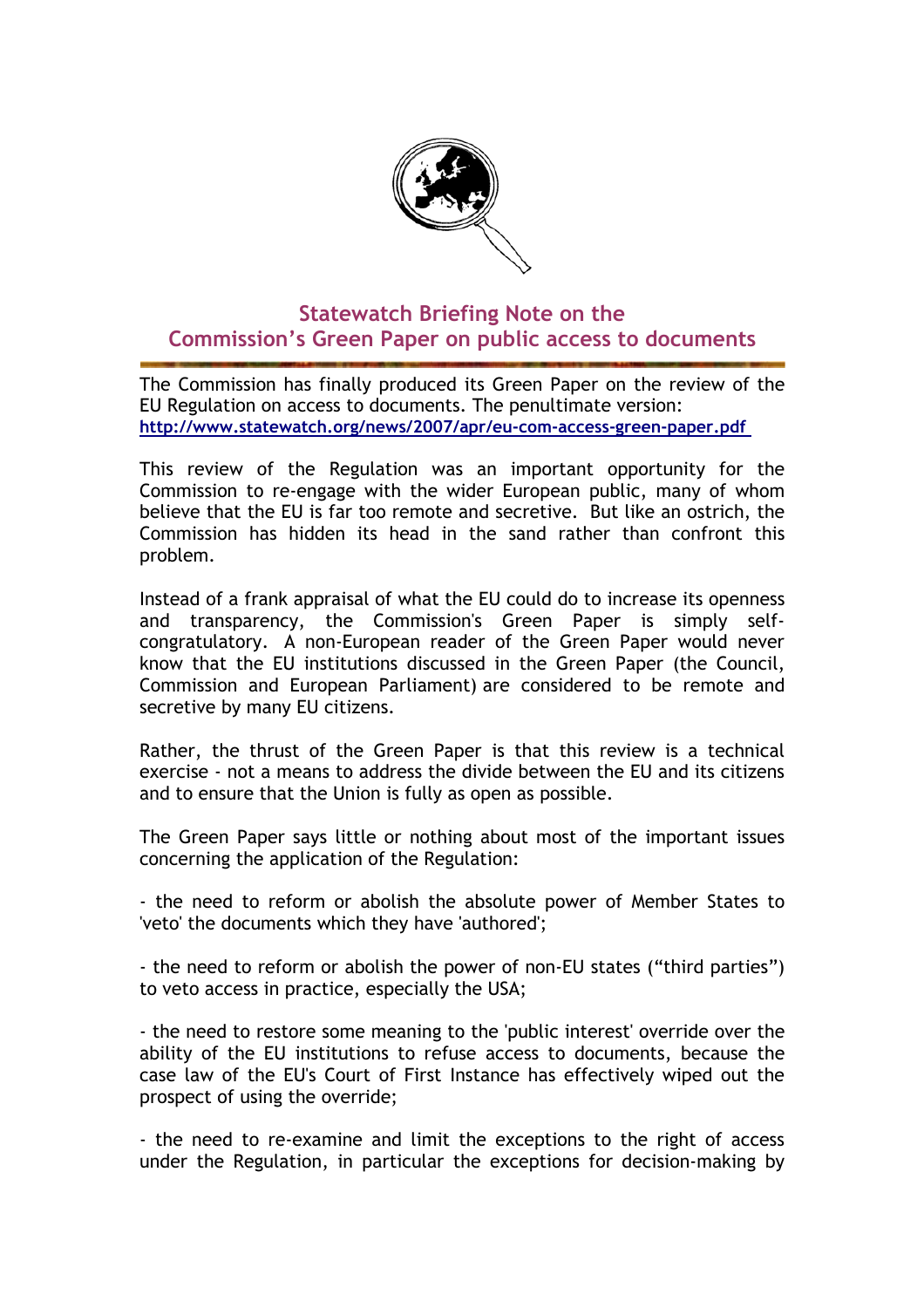# Statewatch Briefing Note on the Commission's Green Paper on public access to documents

The Commission has finally produced its Green Paper on the review of the EU Regulation on access to documents. The penultimate version: http://www.statewatch.org/news/2007/apr/eu-com-access-green-paper.pdf

This review of the Regulation was an important opportunity for the Commission to re-engage with the wider European public, many of whom believe that the EU is far too remote and secretive. But like an ostrich, the Commission has hidden its head in the sand rather than confront this problem.

Instead of a frank appraisal of what the EU could do to increase its openness and transparency, the Commission's Green Paper is simply self-congratulatory. A non-European reader of the Green Paper would never know that the EU institutions discussed in the Green Paper (the Council, Commission and European Parliament) are considered to be remote and secretive by many EU citizens.

Rather, the thrust of the Green Paper is that this review is a technical exercise - not a means to address the divide between the EU and its citizens and to ensure that the Union is fully as open as possible.

The Green Paper says little or nothing about most of the important issues concerning the application of the Regulation:

- the need to reform or abolish the absolute power of Member States to 'veto' the documents which they have 'authored';

- the need to reform or abolish the power of non-EU states ("third parties") to veto access in practice, especially the USA;

- the need to restore some meaning to the 'public interest' override over the ability of the EU institutions to refuse access to documents, because the case law of the EU's Court of First Instance has effectively wiped out the prospect of using the override;

- the need to re-examine and limit the exceptions to the right of access under the Regulation, in particular the exceptions for decision-making by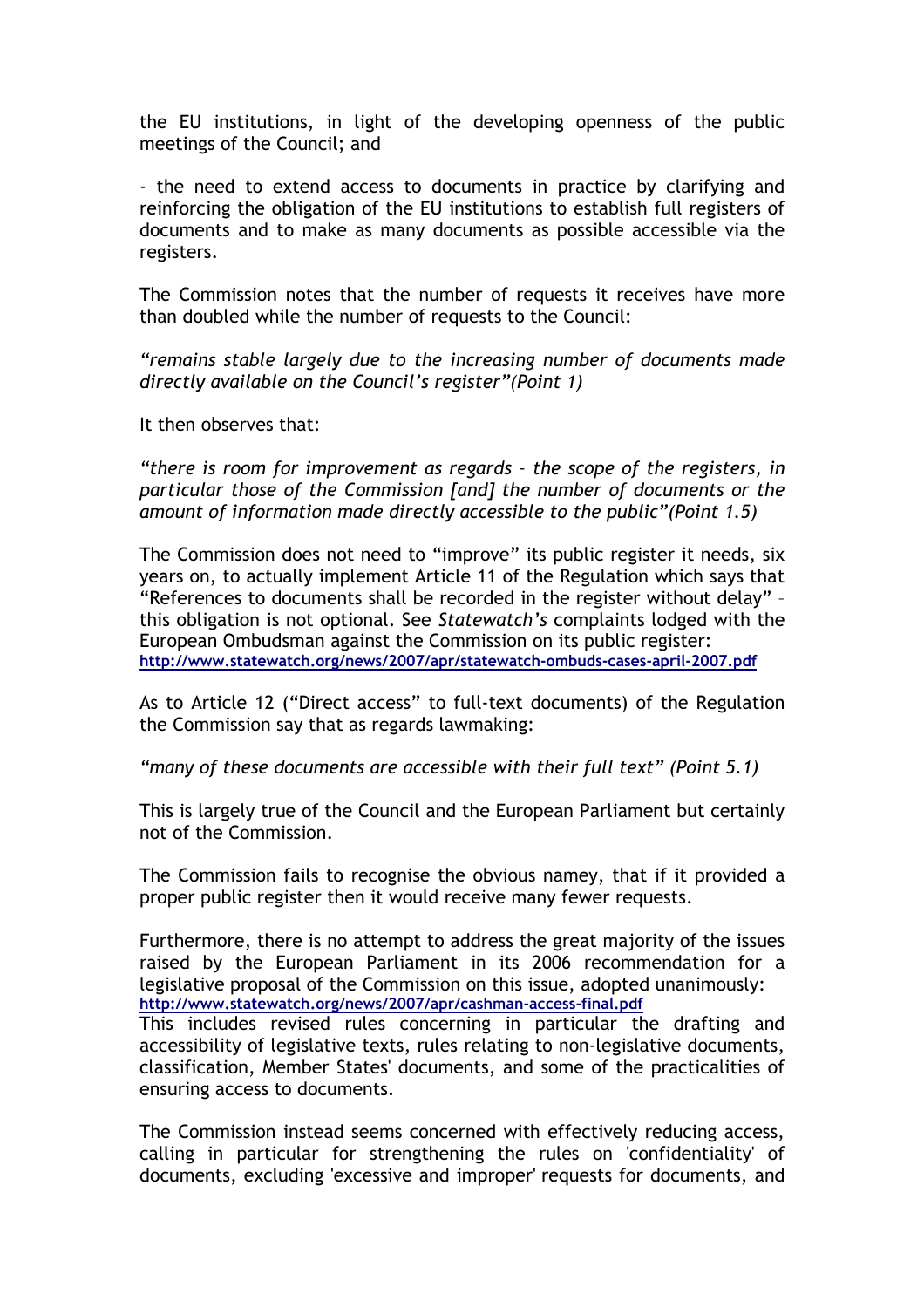the EU institutions, in light of the developing openness of the public meetings of the Council; and

- the need to extend access to documents in practice by clarifying and reinforcing the obligation of the EU institutions to establish full registers of documents and to make as many documents as possible accessible via the registers.

The Commission notes that the number of requests it receives have more than doubled while the number of requests to the Council:

*"remains stable largely due to the increasing number of documents made directly available on the Council's register"(Point 1)*

It then observes that:

*"there is room for improvement as regards – the scope of the registers, in particular those of the Commission [and] the number of documents or the amount of information made directly accessible to the public"(Point 1.5)*

The Commission does not need to "improve" its public register it needs, six years on, to actually implement Article 11 of the Regulation which says that "References to documents shall be recorded in the register without delay" – this obligation is not optional. See *Statewatch's* complaints lodged with the European Ombudsman against the Commission on its public register: **http://www.statewatch.org/news/2007/apr/statewatch-ombuds-cases-april-2007.pdf**

As to Article 12 ("Direct access" to full-text documents) of the Regulation the Commission say that as regards lawmaking:

*"many of these documents are accessible with their full text" (Point 5.1)*

This is largely true of the Council and the European Parliament but certainly not of the Commission.

The Commission fails to recognise the obvious namey, that if it provided a proper public register then it would receive many fewer requests.

Furthermore, there is no attempt to address the great majority of the issues raised by the European Parliament in its 2006 recommendation for a legislative proposal of the Commission on this issue, adopted unanimously: **http://www.statewatch.org/news/2007/apr/cashman-access-final.pdf**
This includes revised rules concerning in particular the drafting and accessibility of legislative texts, rules relating to non-legislative documents, classification, Member States' documents, and some of the practicalities of ensuring access to documents.

The Commission instead seems concerned with effectively reducing access, calling in particular for strengthening the rules on 'confidentiality' of documents, excluding 'excessive and improper' requests for documents, and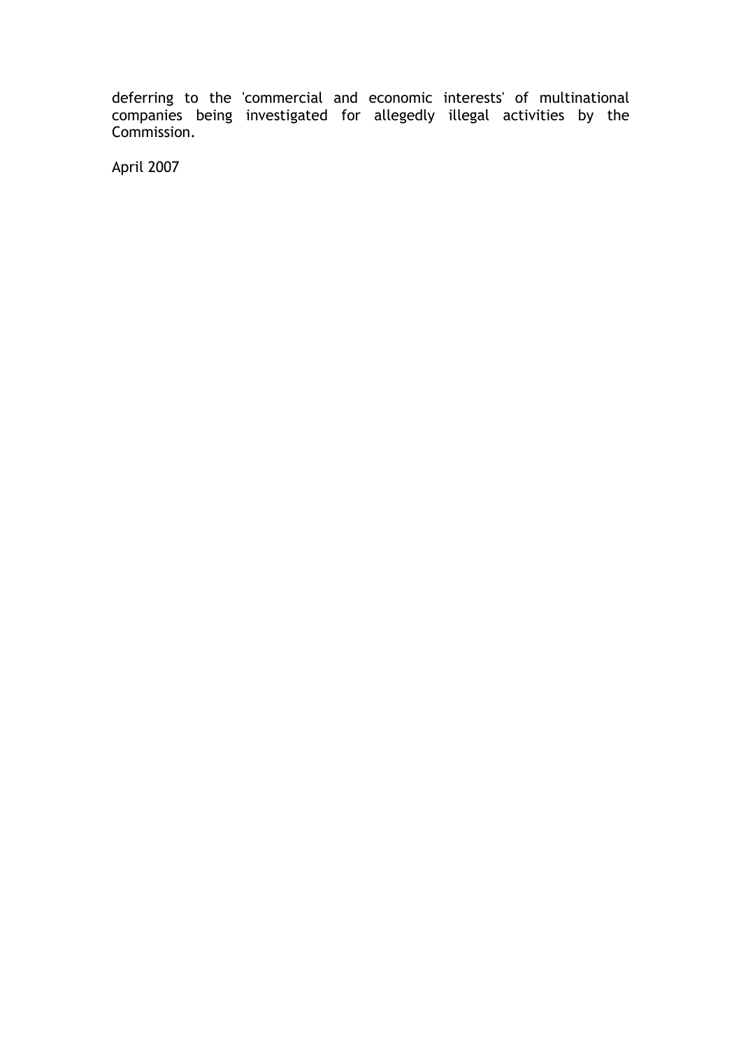deferring to the 'commercial and economic interests' of multinational companies being investigated for allegedly illegal activities by the Commission.

April 2007